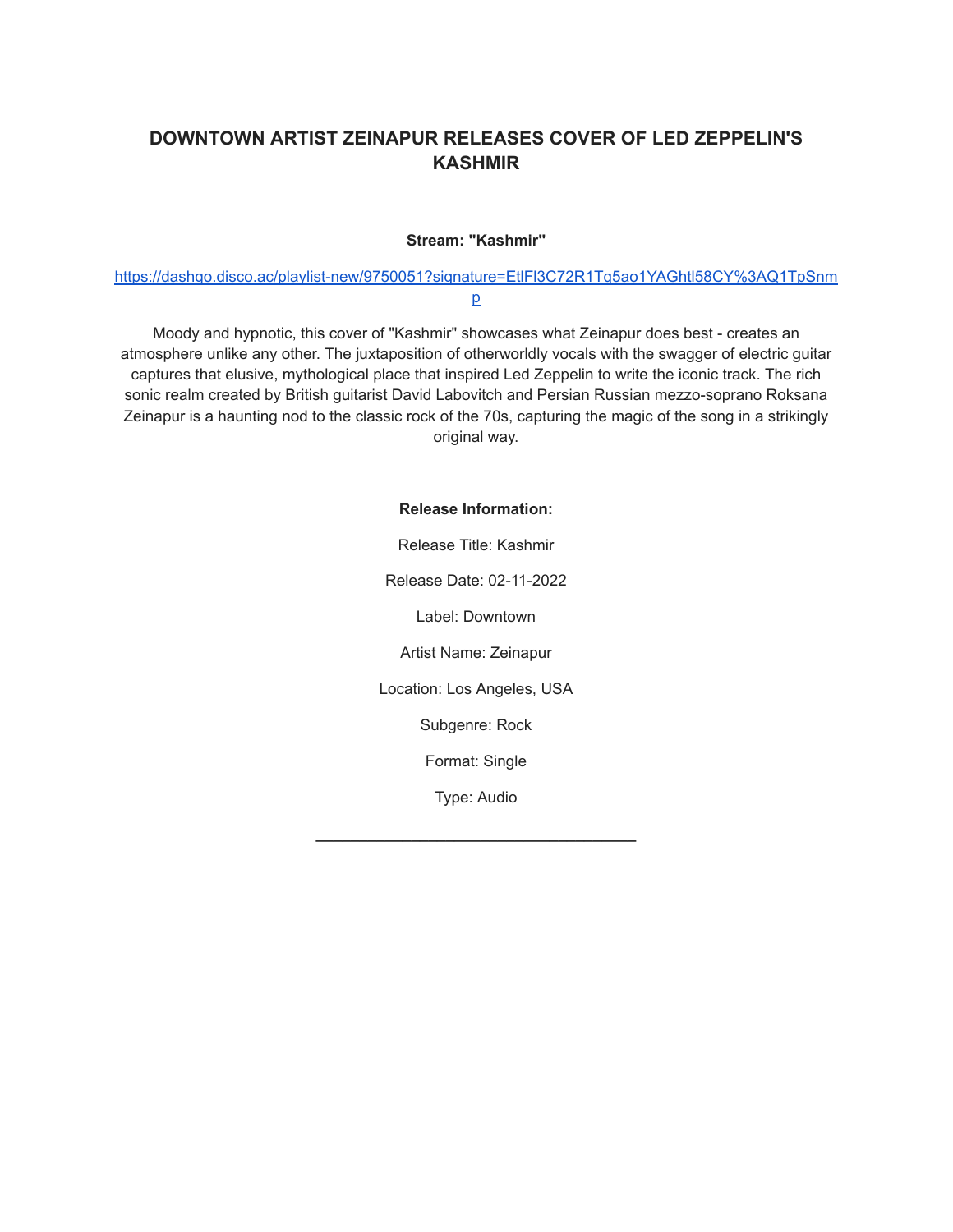# DOWNTOWN ARTIST ZEINAPUR RELEASES COVER OF LED ZEPPELIN'S KASHMIR

**Stream: "Kashmir"**

https://dashgo.disco.ac/playlist-new/9750051?signature=EtlFl3C72R1Tq5ao1YAGhtl58CY%3AQ1TpSnmp

Moody and hypnotic, this cover of "Kashmir" showcases what Zeinapur does best - creates an atmosphere unlike any other. The juxtaposition of otherworldly vocals with the swagger of electric guitar captures that elusive, mythological place that inspired Led Zeppelin to write the iconic track. The rich sonic realm created by British guitarist David Labovitch and Persian Russian mezzo-soprano Roksana Zeinapur is a haunting nod to the classic rock of the 70s, capturing the magic of the song in a strikingly original way.

**Release Information:**

Release Title: Kashmir

Release Date: 02-11-2022

Label: Downtown

Artist Name: Zeinapur

Location: Los Angeles, USA

Subgenre: Rock

Format: Single

Type: Audio

---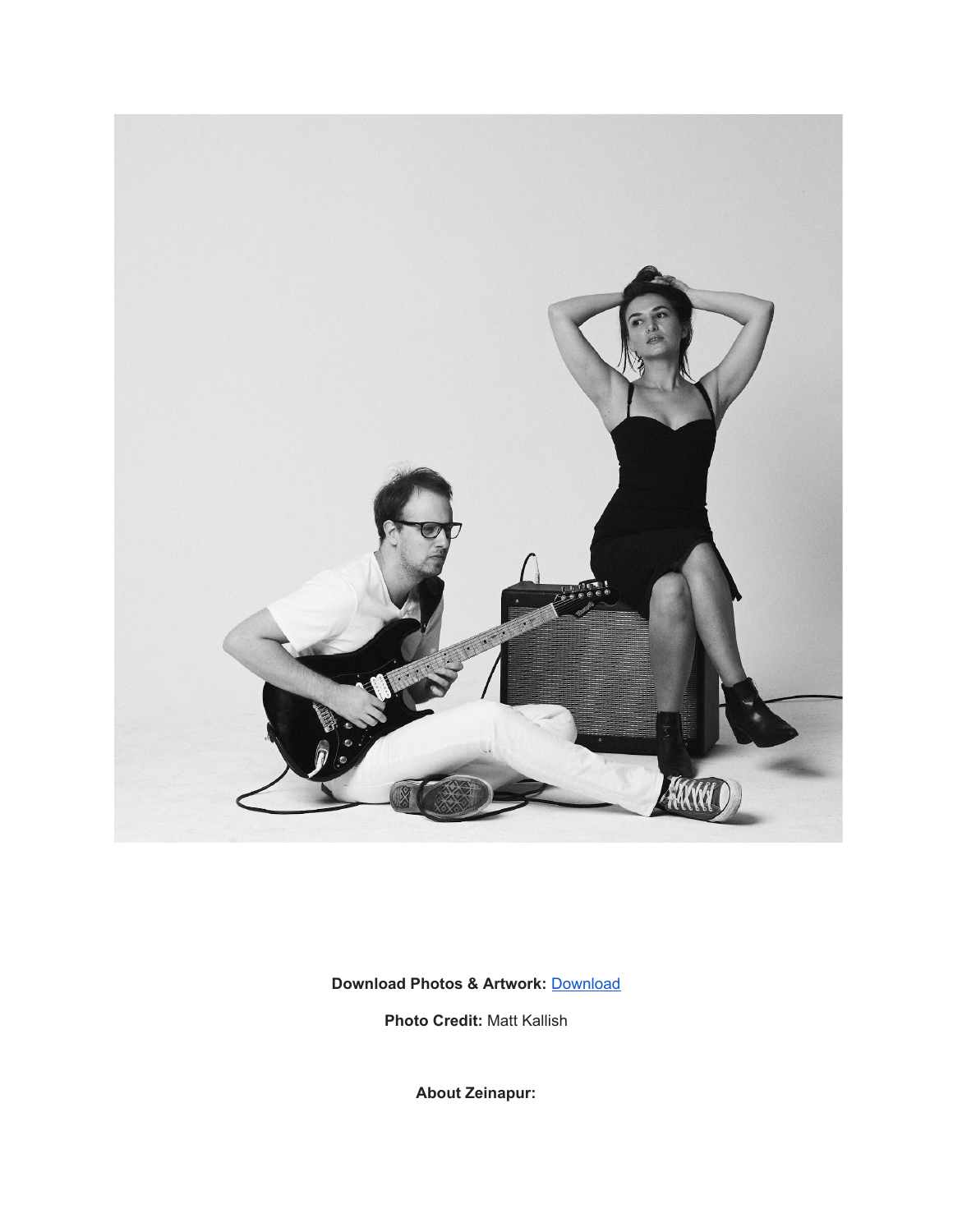**Download Photos & Artwork:** [Download]()

**Photo Credit:** Matt Kallish

**About Zeinapur:**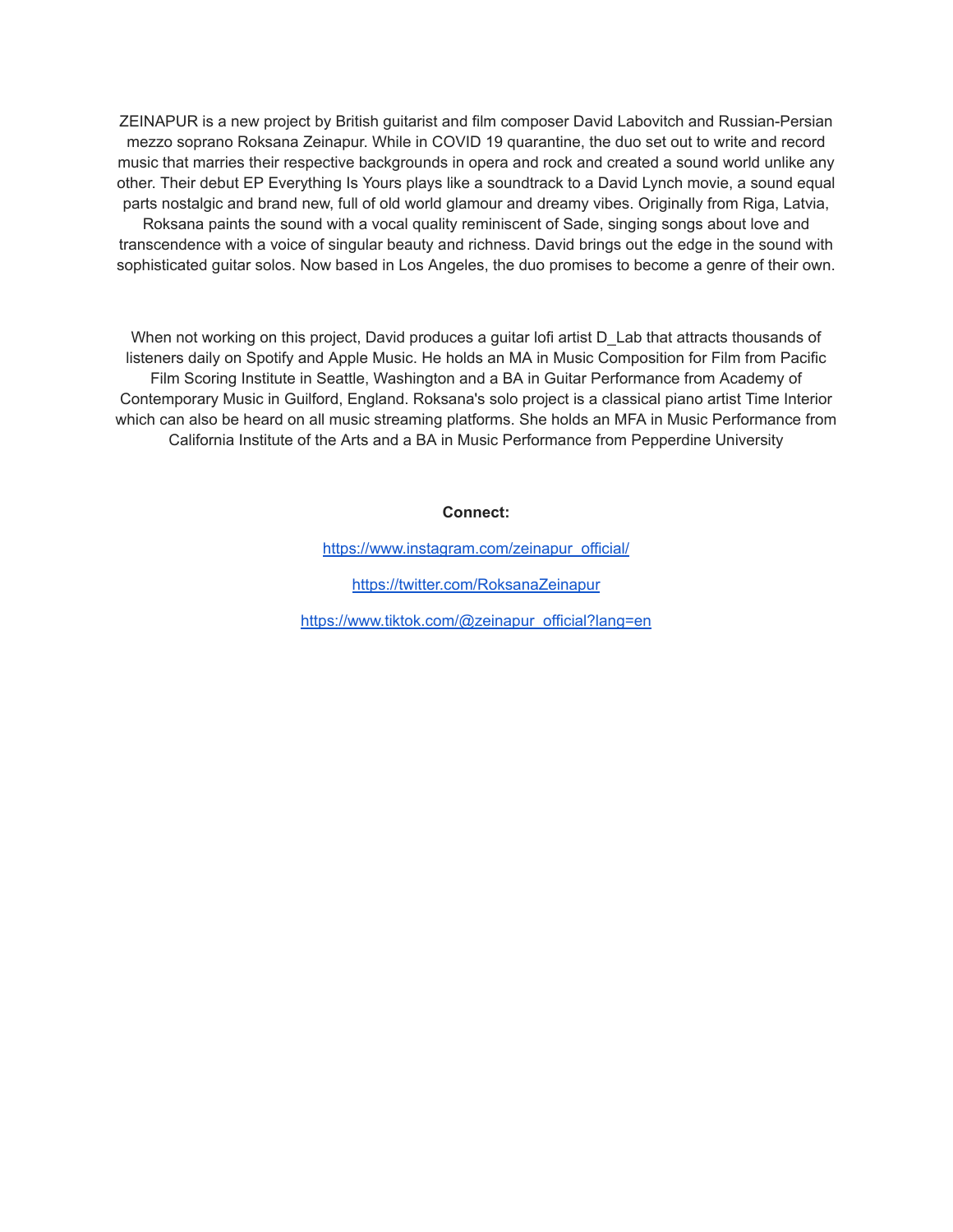ZEINAPUR is a new project by British guitarist and film composer David Labovitch and Russian-Persian mezzo soprano Roksana Zeinapur. While in COVID 19 quarantine, the duo set out to write and record music that marries their respective backgrounds in opera and rock and created a sound world unlike any other. Their debut EP Everything Is Yours plays like a soundtrack to a David Lynch movie, a sound equal parts nostalgic and brand new, full of old world glamour and dreamy vibes. Originally from Riga, Latvia, Roksana paints the sound with a vocal quality reminiscent of Sade, singing songs about love and transcendence with a voice of singular beauty and richness. David brings out the edge in the sound with sophisticated guitar solos. Now based in Los Angeles, the duo promises to become a genre of their own.

When not working on this project, David produces a guitar lofi artist D_Lab that attracts thousands of listeners daily on Spotify and Apple Music. He holds an MA in Music Composition for Film from Pacific Film Scoring Institute in Seattle, Washington and a BA in Guitar Performance from Academy of Contemporary Music in Guilford, England. Roksana's solo project is a classical piano artist Time Interior which can also be heard on all music streaming platforms. She holds an MFA in Music Performance from California Institute of the Arts and a BA in Music Performance from Pepperdine University

**Connect:**

https://www.instagram.com/zeinapur_official/

https://twitter.com/RoksanaZeinapur

https://www.tiktok.com/@zeinapur_official?lang=en